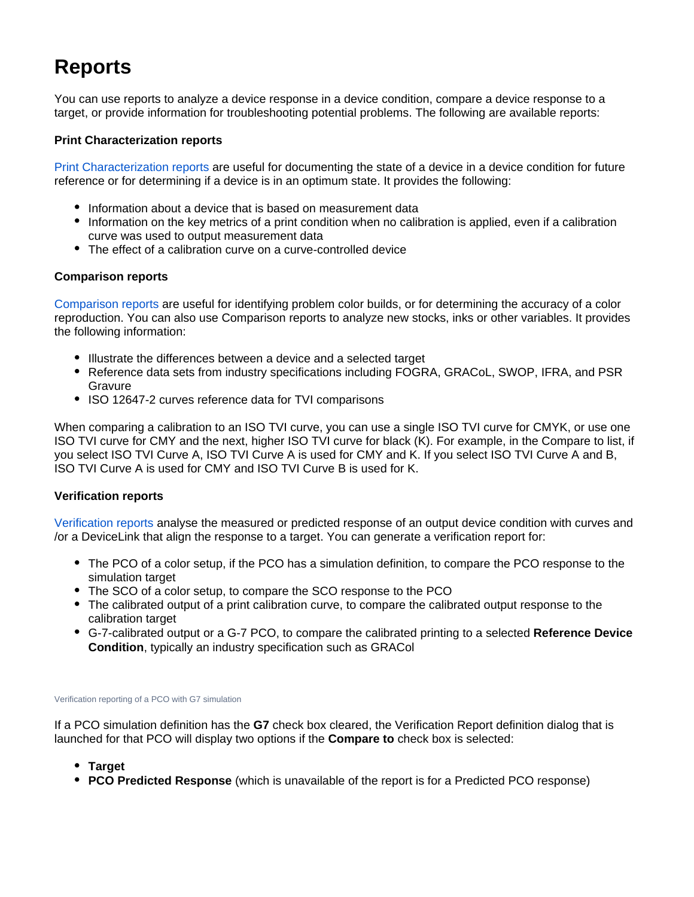# Reports

You can use reports to analyze a device response in a device condition, compare a device response to a target, or provide information for troubleshooting potential problems. The following are available reports:

**Print Characterization reports**

Print Characterization reports are useful for documenting the state of a device in a device condition for future reference or for determining if a device is in an optimum state. It provides the following:

- Information about a device that is based on measurement data
- Information on the key metrics of a print condition when no calibration is applied, even if a calibration curve was used to output measurement data
- The effect of a calibration curve on a curve-controlled device

**Comparison reports**

Comparison reports are useful for identifying problem color builds, or for determining the accuracy of a color reproduction. You can also use Comparison reports to analyze new stocks, inks or other variables. It provides the following information:

- Illustrate the differences between a device and a selected target
- Reference data sets from industry specifications including FOGRA, GRACoL, SWOP, IFRA, and PSR Gravure
- ISO 12647-2 curves reference data for TVI comparisons

When comparing a calibration to an ISO TVI curve, you can use a single ISO TVI curve for CMYK, or use one ISO TVI curve for CMY and the next, higher ISO TVI curve for black (K). For example, in the Compare to list, if you select ISO TVI Curve A, ISO TVI Curve A is used for CMY and K. If you select ISO TVI Curve A and B, ISO TVI Curve A is used for CMY and ISO TVI Curve B is used for K.

**Verification reports**

Verification reports analyse the measured or predicted response of an output device condition with curves and /or a DeviceLink that align the response to a target. You can generate a verification report for:

- The PCO of a color setup, if the PCO has a simulation definition, to compare the PCO response to the simulation target
- The SCO of a color setup, to compare the SCO response to the PCO
- The calibrated output of a print calibration curve, to compare the calibrated output response to the calibration target
- G-7-calibrated output or a G-7 PCO, to compare the calibrated printing to a selected **Reference Device Condition**, typically an industry specification such as GRACol

Verification reporting of a PCO with G7 simulation

If a PCO simulation definition has the **G7** check box cleared, the Verification Report definition dialog that is launched for that PCO will display two options if the **Compare to** check box is selected:

- **Target**
- **PCO Predicted Response** (which is unavailable of the report is for a Predicted PCO response)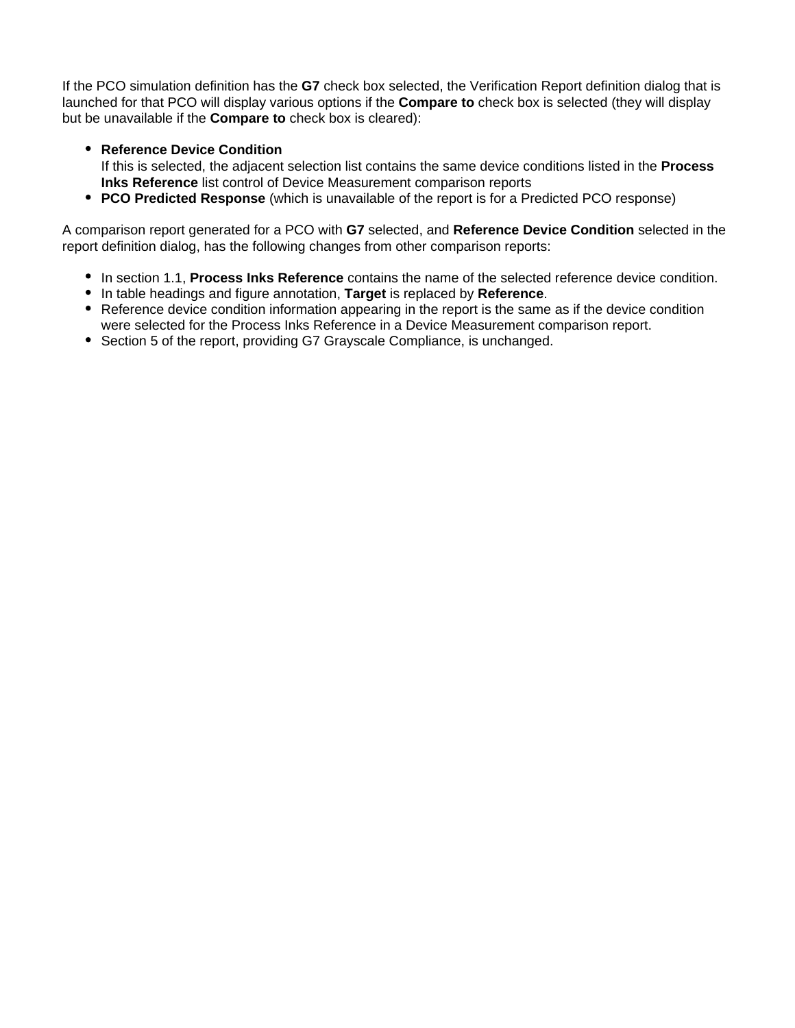If the PCO simulation definition has the **G7** check box selected, the Verification Report definition dialog that is launched for that PCO will display various options if the **Compare to** check box is selected (they will display but be unavailable if the **Compare to** check box is cleared):

- **Reference Device Condition**
  If this is selected, the adjacent selection list contains the same device conditions listed in the **Process Inks Reference** list control of Device Measurement comparison reports
- **PCO Predicted Response** (which is unavailable of the report is for a Predicted PCO response)

A comparison report generated for a PCO with **G7** selected, and **Reference Device Condition** selected in the report definition dialog, has the following changes from other comparison reports:

- In section 1.1, **Process Inks Reference** contains the name of the selected reference device condition.
- In table headings and figure annotation, **Target** is replaced by **Reference**.
- Reference device condition information appearing in the report is the same as if the device condition were selected for the Process Inks Reference in a Device Measurement comparison report.
- Section 5 of the report, providing G7 Grayscale Compliance, is unchanged.